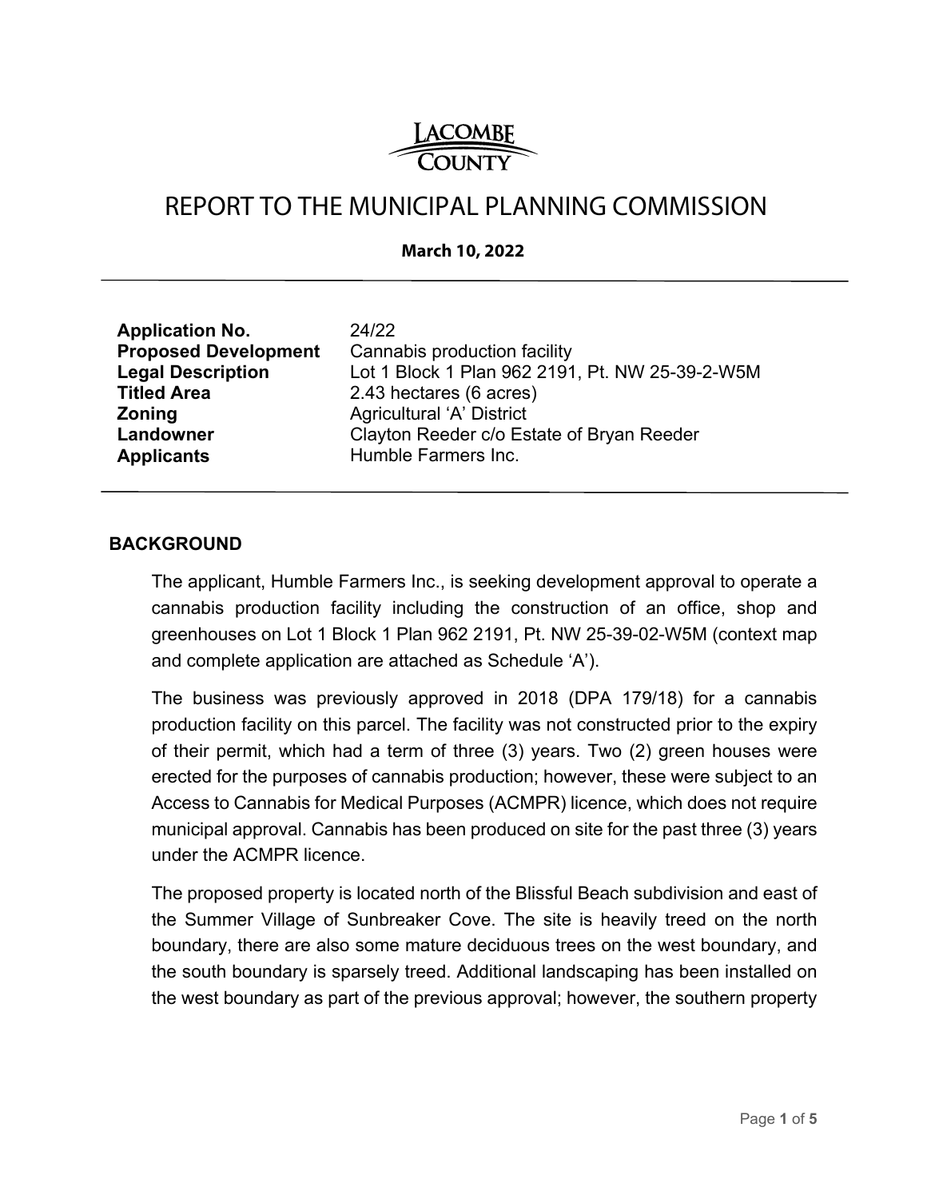# LACOMBE COUNTY

# REPORT TO THE MUNICIPAL PLANNING COMMISSION

**March 10, 2022**

| | |
|---|---|
| **Application No.** | 24/22 |
| **Proposed Development** | Cannabis production facility |
| **Legal Description** | Lot 1 Block 1 Plan 962 2191, Pt. NW 25-39-2-W5M |
| **Titled Area** | 2.43 hectares (6 acres) |
| **Zoning** | Agricultural 'A' District |
| **Landowner** | Clayton Reeder c/o Estate of Bryan Reeder |
| **Applicants** | Humble Farmers Inc. |

## BACKGROUND

The applicant, Humble Farmers Inc., is seeking development approval to operate a cannabis production facility including the construction of an office, shop and greenhouses on Lot 1 Block 1 Plan 962 2191, Pt. NW 25-39-02-W5M (context map and complete application are attached as Schedule 'A').

The business was previously approved in 2018 (DPA 179/18) for a cannabis production facility on this parcel. The facility was not constructed prior to the expiry of their permit, which had a term of three (3) years. Two (2) green houses were erected for the purposes of cannabis production; however, these were subject to an Access to Cannabis for Medical Purposes (ACMPR) licence, which does not require municipal approval. Cannabis has been produced on site for the past three (3) years under the ACMPR licence.

The proposed property is located north of the Blissful Beach subdivision and east of the Summer Village of Sunbreaker Cove. The site is heavily treed on the north boundary, there are also some mature deciduous trees on the west boundary, and the south boundary is sparsely treed. Additional landscaping has been installed on the west boundary as part of the previous approval; however, the southern property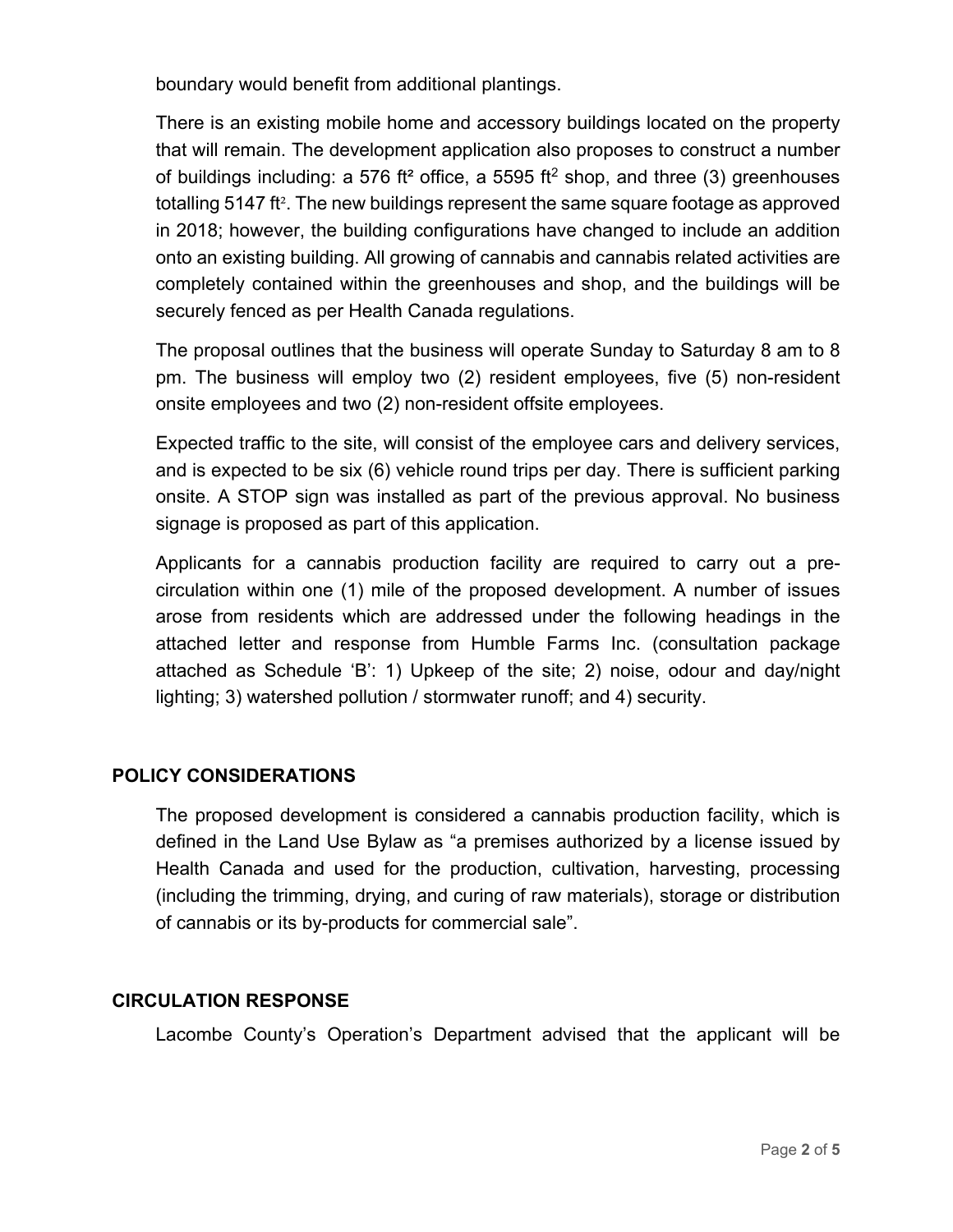boundary would benefit from additional plantings.

There is an existing mobile home and accessory buildings located on the property that will remain. The development application also proposes to construct a number of buildings including: a 576 $ft^2$ office, a 5595 $ft^2$ shop, and three (3) greenhouses totalling 5147 $ft^2$. The new buildings represent the same square footage as approved in 2018; however, the building configurations have changed to include an addition onto an existing building. All growing of cannabis and cannabis related activities are completely contained within the greenhouses and shop, and the buildings will be securely fenced as per Health Canada regulations.

The proposal outlines that the business will operate Sunday to Saturday 8 am to 8 pm. The business will employ two (2) resident employees, five (5) non-resident onsite employees and two (2) non-resident offsite employees.

Expected traffic to the site, will consist of the employee cars and delivery services, and is expected to be six (6) vehicle round trips per day. There is sufficient parking onsite. A STOP sign was installed as part of the previous approval. No business signage is proposed as part of this application.

Applicants for a cannabis production facility are required to carry out a pre-circulation within one (1) mile of the proposed development. A number of issues arose from residents which are addressed under the following headings in the attached letter and response from Humble Farms Inc. (consultation package attached as Schedule 'B': 1) Upkeep of the site; 2) noise, odour and day/night lighting; 3) watershed pollution / stormwater runoff; and 4) security.

## POLICY CONSIDERATIONS

The proposed development is considered a cannabis production facility, which is defined in the Land Use Bylaw as "a premises authorized by a license issued by Health Canada and used for the production, cultivation, harvesting, processing (including the trimming, drying, and curing of raw materials), storage or distribution of cannabis or its by-products for commercial sale".

## CIRCULATION RESPONSE

Lacombe County's Operation's Department advised that the applicant will be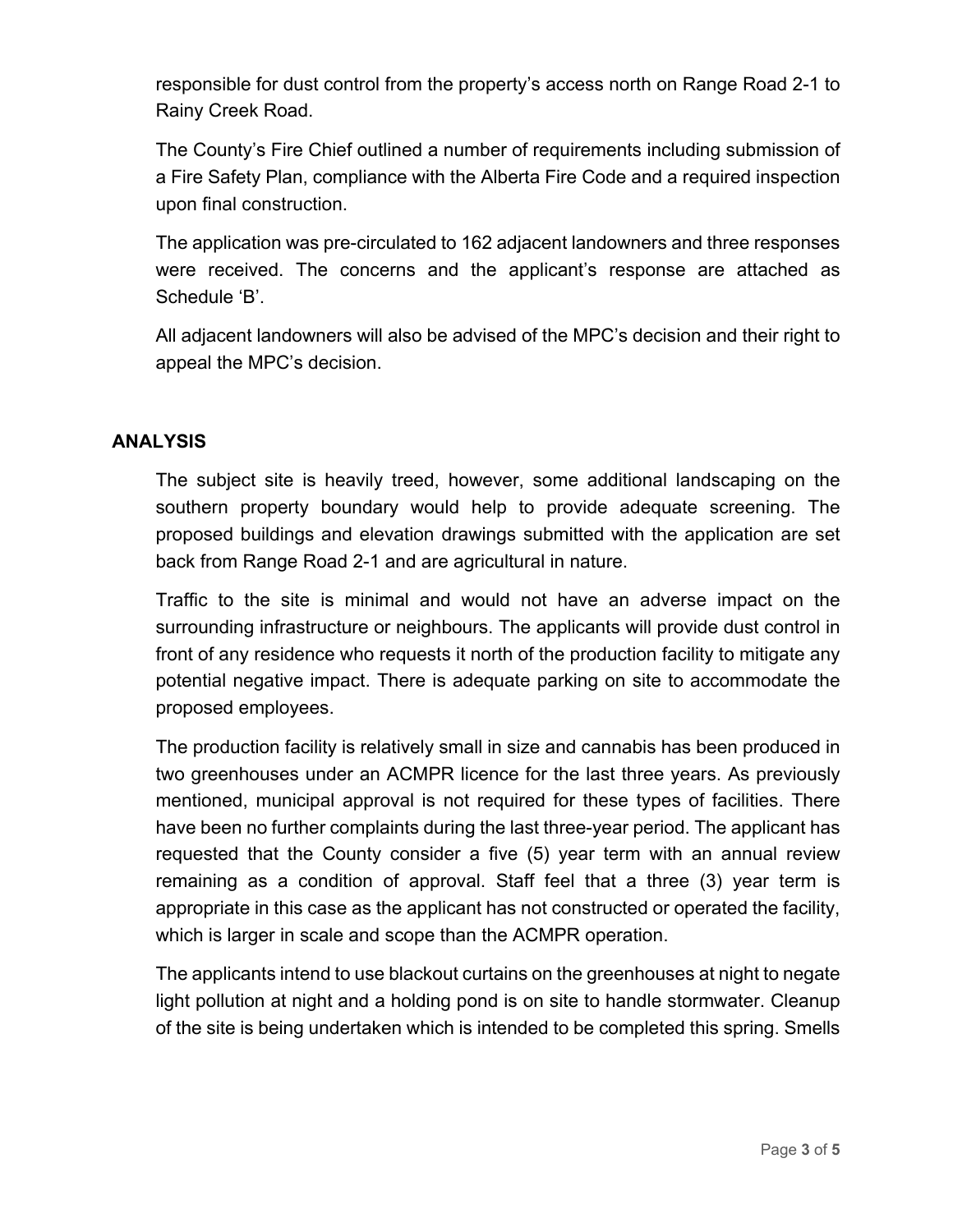responsible for dust control from the property's access north on Range Road 2-1 to Rainy Creek Road.

The County's Fire Chief outlined a number of requirements including submission of a Fire Safety Plan, compliance with the Alberta Fire Code and a required inspection upon final construction.

The application was pre-circulated to 162 adjacent landowners and three responses were received. The concerns and the applicant's response are attached as Schedule 'B'.

All adjacent landowners will also be advised of the MPC's decision and their right to appeal the MPC's decision.

## ANALYSIS

The subject site is heavily treed, however, some additional landscaping on the southern property boundary would help to provide adequate screening. The proposed buildings and elevation drawings submitted with the application are set back from Range Road 2-1 and are agricultural in nature.

Traffic to the site is minimal and would not have an adverse impact on the surrounding infrastructure or neighbours. The applicants will provide dust control in front of any residence who requests it north of the production facility to mitigate any potential negative impact. There is adequate parking on site to accommodate the proposed employees.

The production facility is relatively small in size and cannabis has been produced in two greenhouses under an ACMPR licence for the last three years. As previously mentioned, municipal approval is not required for these types of facilities. There have been no further complaints during the last three-year period. The applicant has requested that the County consider a five (5) year term with an annual review remaining as a condition of approval. Staff feel that a three (3) year term is appropriate in this case as the applicant has not constructed or operated the facility, which is larger in scale and scope than the ACMPR operation.

The applicants intend to use blackout curtains on the greenhouses at night to negate light pollution at night and a holding pond is on site to handle stormwater. Cleanup of the site is being undertaken which is intended to be completed this spring. Smells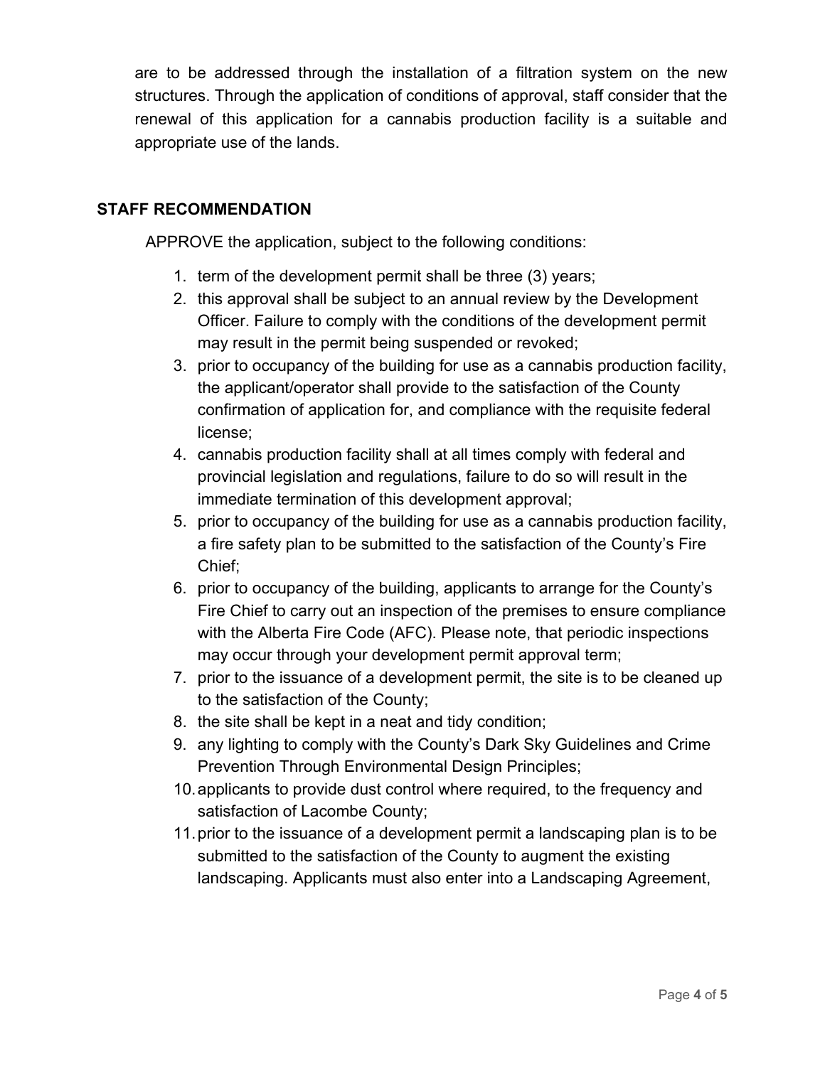are to be addressed through the installation of a filtration system on the new structures. Through the application of conditions of approval, staff consider that the renewal of this application for a cannabis production facility is a suitable and appropriate use of the lands.

## STAFF RECOMMENDATION

APPROVE the application, subject to the following conditions:

1. term of the development permit shall be three (3) years;
2. this approval shall be subject to an annual review by the Development Officer. Failure to comply with the conditions of the development permit may result in the permit being suspended or revoked;
3. prior to occupancy of the building for use as a cannabis production facility, the applicant/operator shall provide to the satisfaction of the County confirmation of application for, and compliance with the requisite federal license;
4. cannabis production facility shall at all times comply with federal and provincial legislation and regulations, failure to do so will result in the immediate termination of this development approval;
5. prior to occupancy of the building for use as a cannabis production facility, a fire safety plan to be submitted to the satisfaction of the County's Fire Chief;
6. prior to occupancy of the building, applicants to arrange for the County's Fire Chief to carry out an inspection of the premises to ensure compliance with the Alberta Fire Code (AFC). Please note, that periodic inspections may occur through your development permit approval term;
7. prior to the issuance of a development permit, the site is to be cleaned up to the satisfaction of the County;
8. the site shall be kept in a neat and tidy condition;
9. any lighting to comply with the County's Dark Sky Guidelines and Crime Prevention Through Environmental Design Principles;
10. applicants to provide dust control where required, to the frequency and satisfaction of Lacombe County;
11. prior to the issuance of a development permit a landscaping plan is to be submitted to the satisfaction of the County to augment the existing landscaping. Applicants must also enter into a Landscaping Agreement,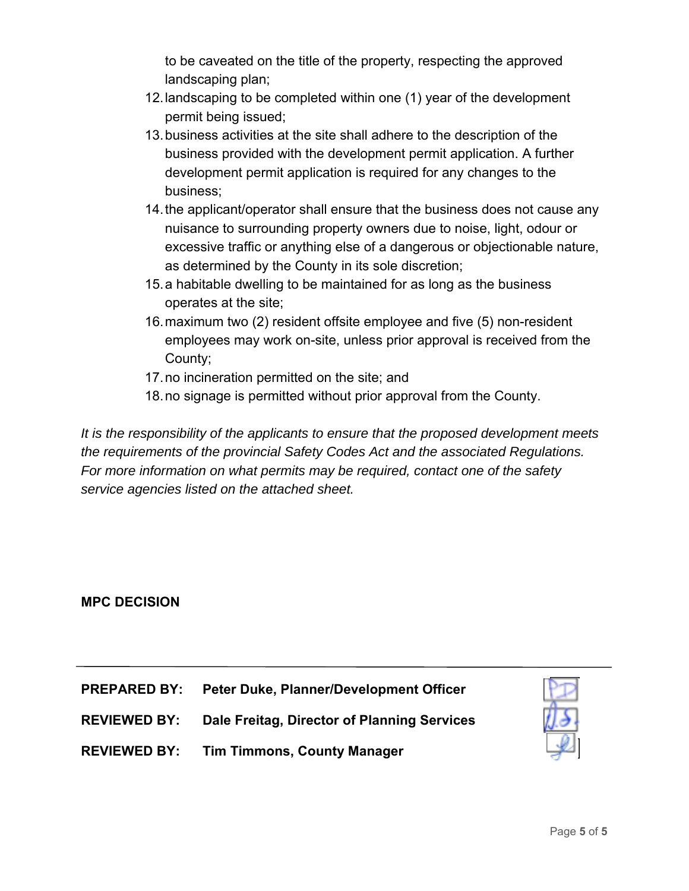to be caveated on the title of the property, respecting the approved landscaping plan;

12. landscaping to be completed within one (1) year of the development permit being issued;
13. business activities at the site shall adhere to the description of the business provided with the development permit application. A further development permit application is required for any changes to the business;
14. the applicant/operator shall ensure that the business does not cause any nuisance to surrounding property owners due to noise, light, odour or excessive traffic or anything else of a dangerous or objectionable nature, as determined by the County in its sole discretion;
15. a habitable dwelling to be maintained for as long as the business operates at the site;
16. maximum two (2) resident offsite employee and five (5) non-resident employees may work on-site, unless prior approval is received from the County;
17. no incineration permitted on the site; and
18. no signage is permitted without prior approval from the County.

*It is the responsibility of the applicants to ensure that the proposed development meets the requirements of the provincial Safety Codes Act and the associated Regulations. For more information on what permits may be required, contact one of the safety service agencies listed on the attached sheet.*

**MPC DECISION**

---

**PREPARED BY:** **Peter Duke, Planner/Development Officer**

**REVIEWED BY:** **Dale Freitag, Director of Planning Services**

**REVIEWED BY:** **Tim Timmons, County Manager**